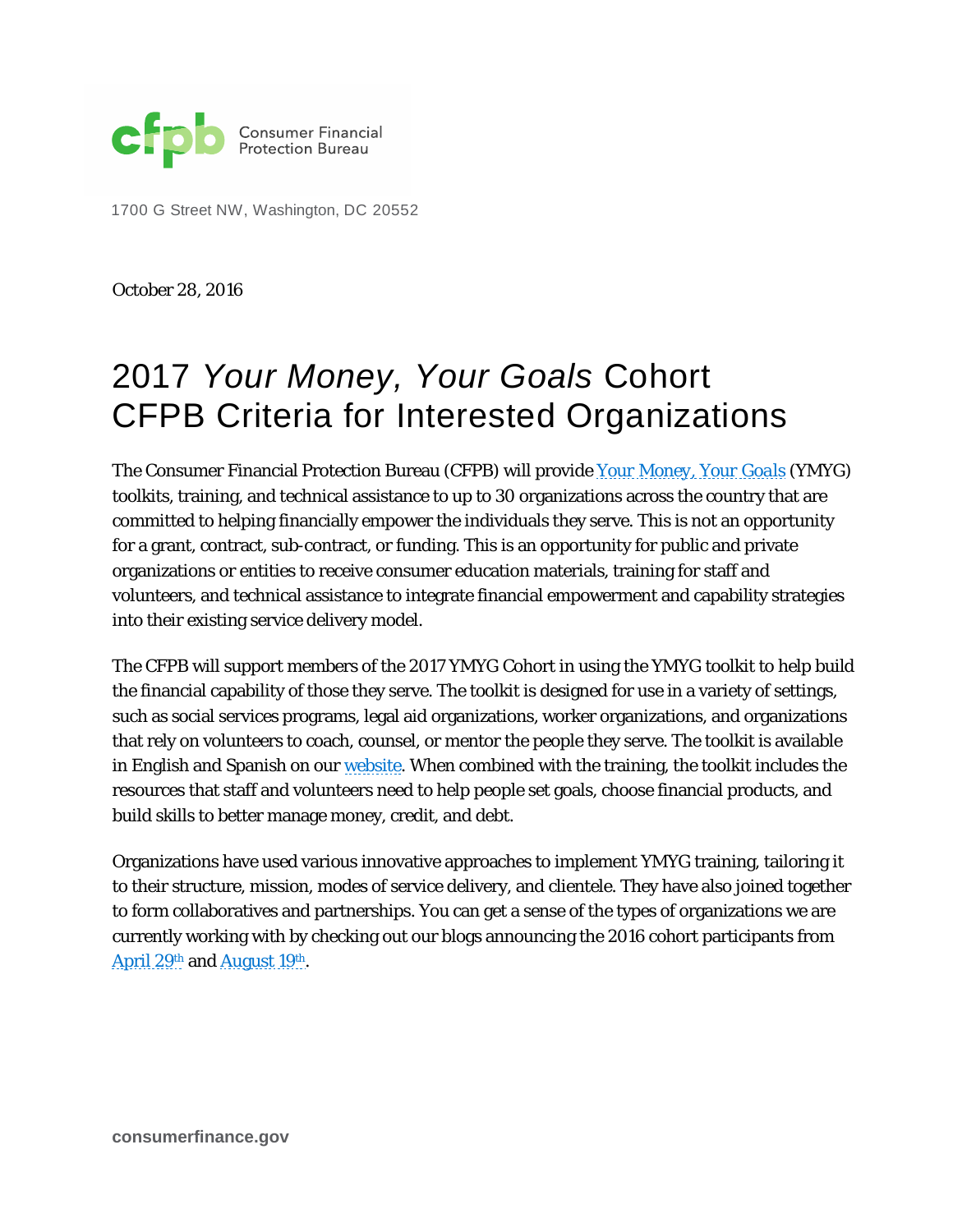Consumer Financial Protection Bureau

1700 G Street NW, Washington, DC 20552

October 28, 2016

# 2017 *Your Money, Your Goals* Cohort CFPB Criteria for Interested Organizations

The Consumer Financial Protection Bureau (CFPB) will provide Your Money, Your Goals (YMYG) toolkits, training, and technical assistance to up to 30 organizations across the country that are committed to helping financially empower the individuals they serve. This is not an opportunity for a grant, contract, sub-contract, or funding. This is an opportunity for public and private organizations or entities to receive consumer education materials, training for staff and volunteers, and technical assistance to integrate financial empowerment and capability strategies into their existing service delivery model.

The CFPB will support members of the 2017 YMYG Cohort in using the YMYG toolkit to help build the financial capability of those they serve. The toolkit is designed for use in a variety of settings, such as social services programs, legal aid organizations, worker organizations, and organizations that rely on volunteers to coach, counsel, or mentor the people they serve. The toolkit is available in English and Spanish on our website. When combined with the training, the toolkit includes the resources that staff and volunteers need to help people set goals, choose financial products, and build skills to better manage money, credit, and debt.

Organizations have used various innovative approaches to implement YMYG training, tailoring it to their structure, mission, modes of service delivery, and clientele. They have also joined together to form collaboratives and partnerships. You can get a sense of the types of organizations we are currently working with by checking out our blogs announcing the 2016 cohort participants from April 29th and August 19th.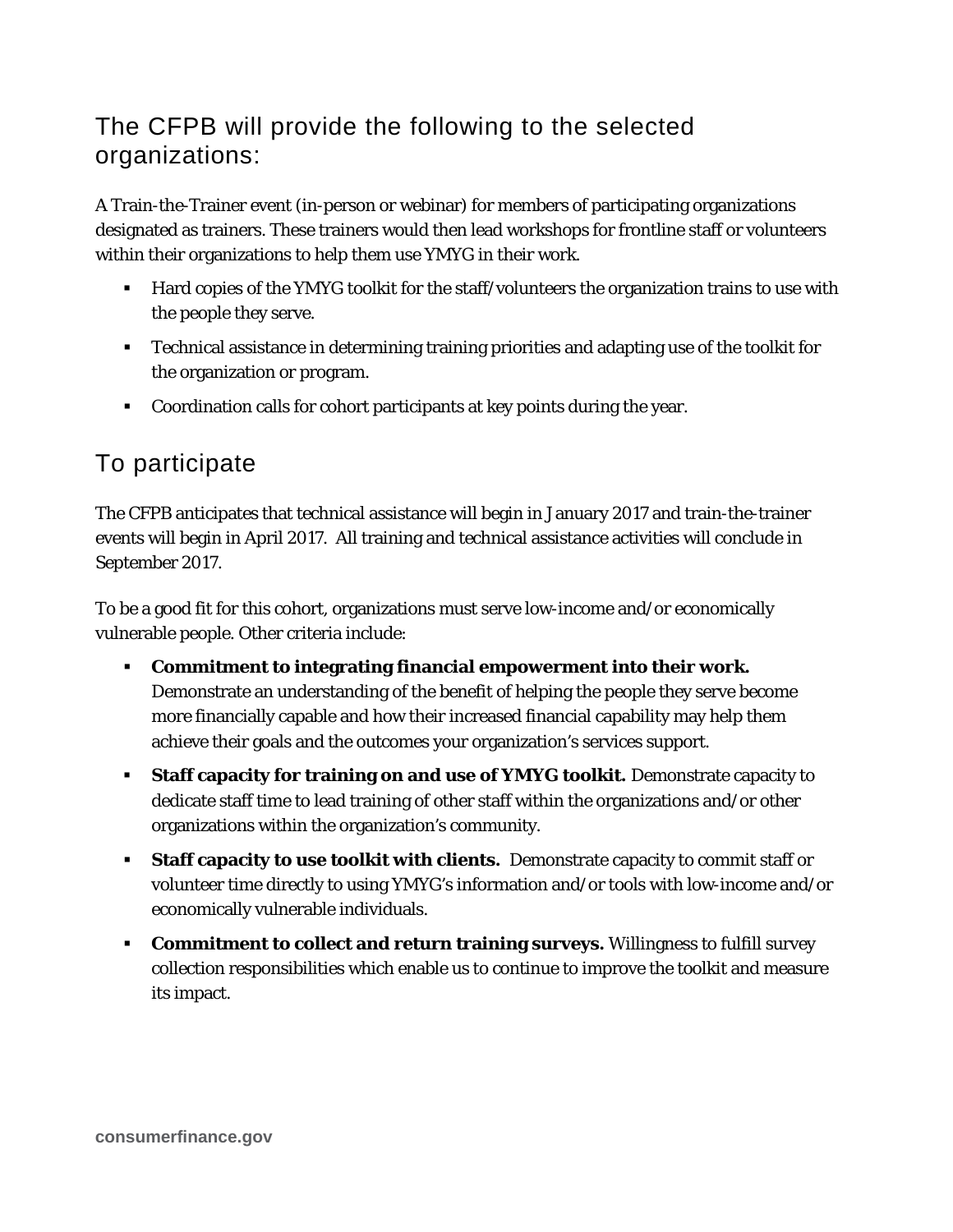## The CFPB will provide the following to the selected organizations:

A Train-the-Trainer event (in-person or webinar) for members of participating organizations designated as trainers. These trainers would then lead workshops for frontline staff or volunteers within their organizations to help them use YMYG in their work.

- Hard copies of the YMYG toolkit for the staff/volunteers the organization trains to use with the people they serve.
- Technical assistance in determining training priorities and adapting use of the toolkit for the organization or program.
- Coordination calls for cohort participants at key points during the year.

## To participate

The CFPB anticipates that technical assistance will begin in January 2017 and train-the-trainer events will begin in April 2017. All training and technical assistance activities will conclude in September 2017.

To be a good fit for this cohort, organizations must serve low-income and/or economically vulnerable people. Other criteria include:

- **Commitment to integrating financial empowerment into their work.** Demonstrate an understanding of the benefit of helping the people they serve become more financially capable and how their increased financial capability may help them achieve their goals and the outcomes your organization's services support.
- **Staff capacity for training on and use of YMYG toolkit.** Demonstrate capacity to dedicate staff time to lead training of other staff within the organizations and/or other organizations within the organization's community.
- **Staff capacity to use toolkit with clients.** Demonstrate capacity to commit staff or volunteer time directly to using YMYG's information and/or tools with low-income and/or economically vulnerable individuals.
- **Commitment to collect and return training surveys.** Willingness to fulfill survey collection responsibilities which enable us to continue to improve the toolkit and measure its impact.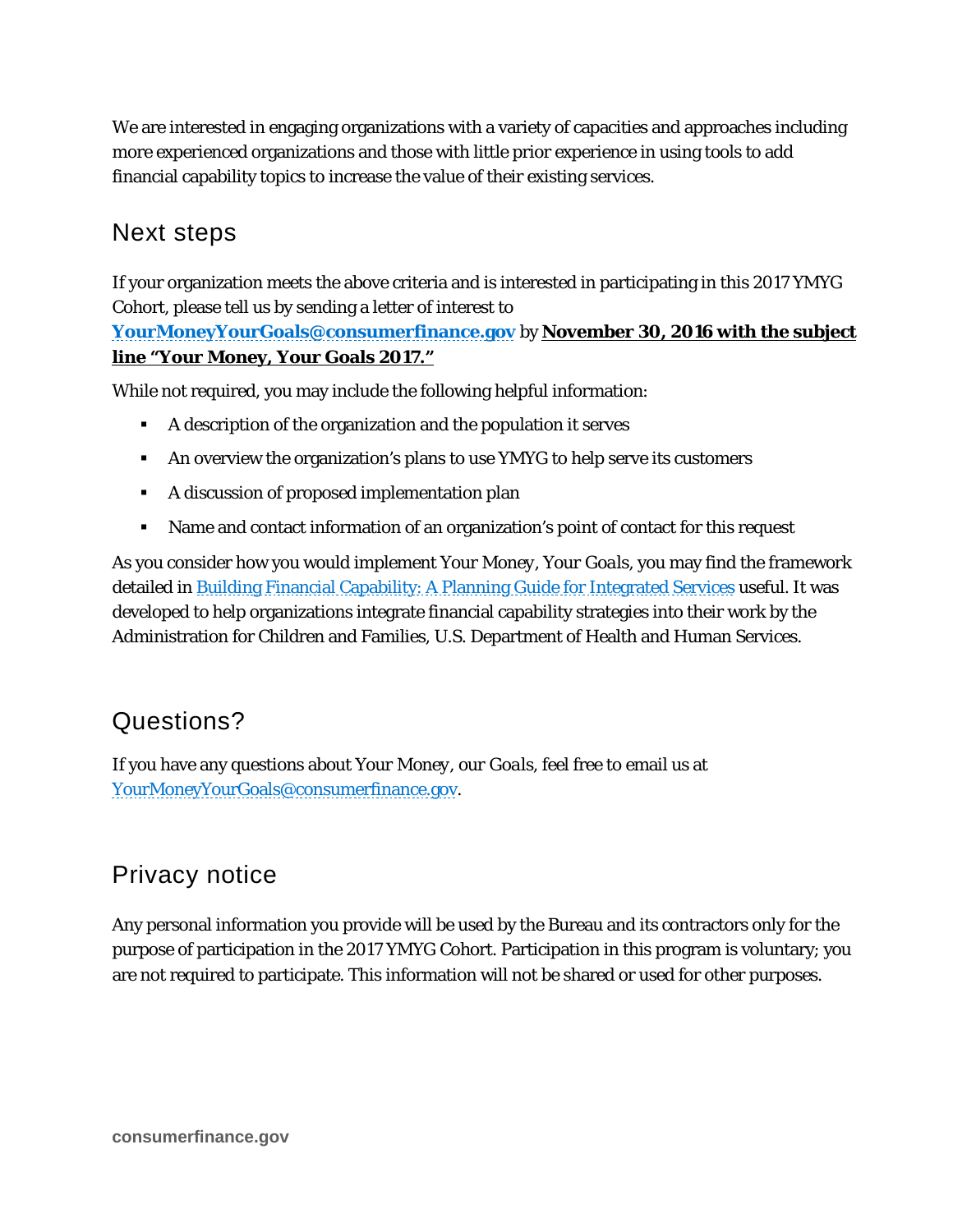We are interested in engaging organizations with a variety of capacities and approaches including more experienced organizations and those with little prior experience in using tools to add financial capability topics to increase the value of their existing services.

## Next steps

If your organization meets the above criteria and is interested in participating in this 2017 YMYG Cohort, please tell us by sending a letter of interest to **YourMoneyYourGoals@consumerfinance.gov** by **November 30, 2016 with the subject line "Your Money, Your Goals 2017."**

While not required, you may include the following helpful information:

- A description of the organization and the population it serves
- An overview the organization's plans to use YMYG to help serve its customers
- A discussion of proposed implementation plan
- Name and contact information of an organization's point of contact for this request

As you consider how you would implement *Your Money, Your Goals*, you may find the framework detailed in Building Financial Capability: A Planning Guide for Integrated Services useful. It was developed to help organizations integrate financial capability strategies into their work by the Administration for Children and Families, U.S. Department of Health and Human Services.

## Questions?

If you have any questions about *Your Money, our Goals*, feel free to email us at YourMoneyYourGoals@consumerfinance.gov.

## Privacy notice

Any personal information you provide will be used by the Bureau and its contractors only for the purpose of participation in the 2017 YMYG Cohort. Participation in this program is voluntary; you are not required to participate. This information will not be shared or used for other purposes.